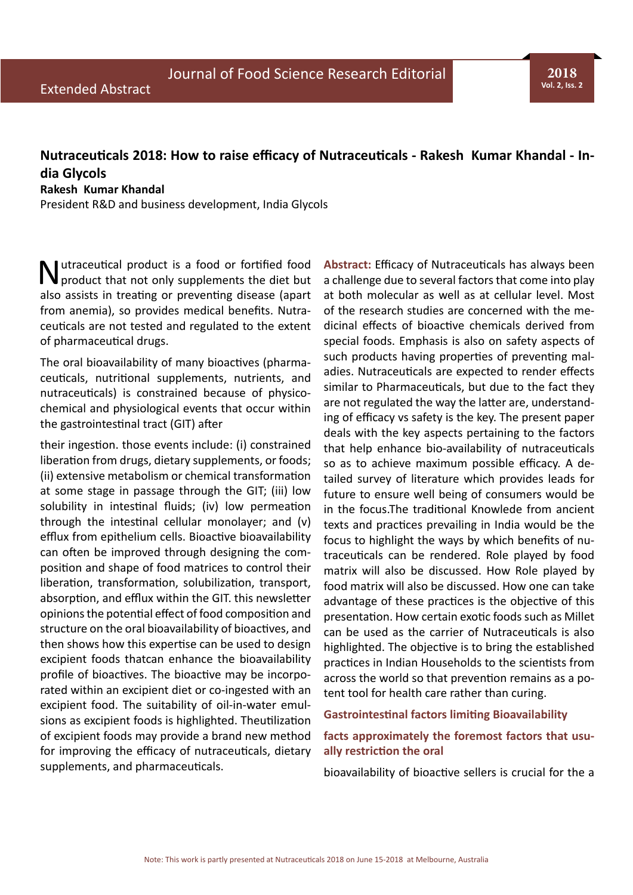# Nutraceuticals 2018: How to raise efficacy of Nutraceuticals - Rakesh Kumar Khandal - India Glycols

**Rakesh Kumar Khandal**

President R&D and business development, India Glycols

Nutraceutical product is a food or fortified food product that not only supplements the diet but also assists in treating or preventing disease (apart from anemia), so provides medical benefits. Nutraceuticals are not tested and regulated to the extent of pharmaceutical drugs.

The oral bioavailability of many bioactives (pharmaceuticals, nutritional supplements, nutrients, and nutraceuticals) is constrained because of physicochemical and physiological events that occur within the gastrointestinal tract (GIT) after

their ingestion. those events include: (i) constrained liberation from drugs, dietary supplements, or foods; (ii) extensive metabolism or chemical transformation at some stage in passage through the GIT; (iii) low solubility in intestinal fluids; (iv) low permeation through the intestinal cellular monolayer; and (v) efflux from epithelium cells. Bioactive bioavailability can often be improved through designing the composition and shape of food matrices to control their liberation, transformation, solubilization, transport, absorption, and efflux within the GIT. this newsletter opinions the potential effect of food composition and structure on the oral bioavailability of bioactives, and then shows how this expertise can be used to design excipient foods thatcan enhance the bioavailability profile of bioactives. The bioactive may be incorporated within an excipient diet or co-ingested with an excipient food. The suitability of oil-in-water emulsions as excipient foods is highlighted. Theutilization of excipient foods may provide a brand new method for improving the efficacy of nutraceuticals, dietary supplements, and pharmaceuticals.

**Abstract:** Efficacy of Nutraceuticals has always been a challenge due to several factors that come into play at both molecular as well as at cellular level. Most of the research studies are concerned with the medicinal effects of bioactive chemicals derived from special foods. Emphasis is also on safety aspects of such products having properties of preventing maladies. Nutraceuticals are expected to render effects similar to Pharmaceuticals, but due to the fact they are not regulated the way the latter are, understanding of efficacy vs safety is the key. The present paper deals with the key aspects pertaining to the factors that help enhance bio-availability of nutraceuticals so as to achieve maximum possible efficacy. A detailed survey of literature which provides leads for future to ensure well being of consumers would be in the focus.The traditional Knowlede from ancient texts and practices prevailing in India would be the focus to highlight the ways by which benefits of nutraceuticals can be rendered. Role played by food matrix will also be discussed. How Role played by food matrix will also be discussed. How one can take advantage of these practices is the objective of this presentation. How certain exotic foods such as Millet can be used as the carrier of Nutraceuticals is also highlighted. The objective is to bring the established practices in Indian Households to the scientists from across the world so that prevention remains as a potent tool for health care rather than curing.

## Gastrointestinal factors limiting Bioavailability

### facts approximately the foremost factors that usually restriction the oral

bioavailability of bioactive sellers is crucial for the a

Note: This work is partly presented at Nutraceuticals 2018 on June 15-2018 at Melbourne, Australia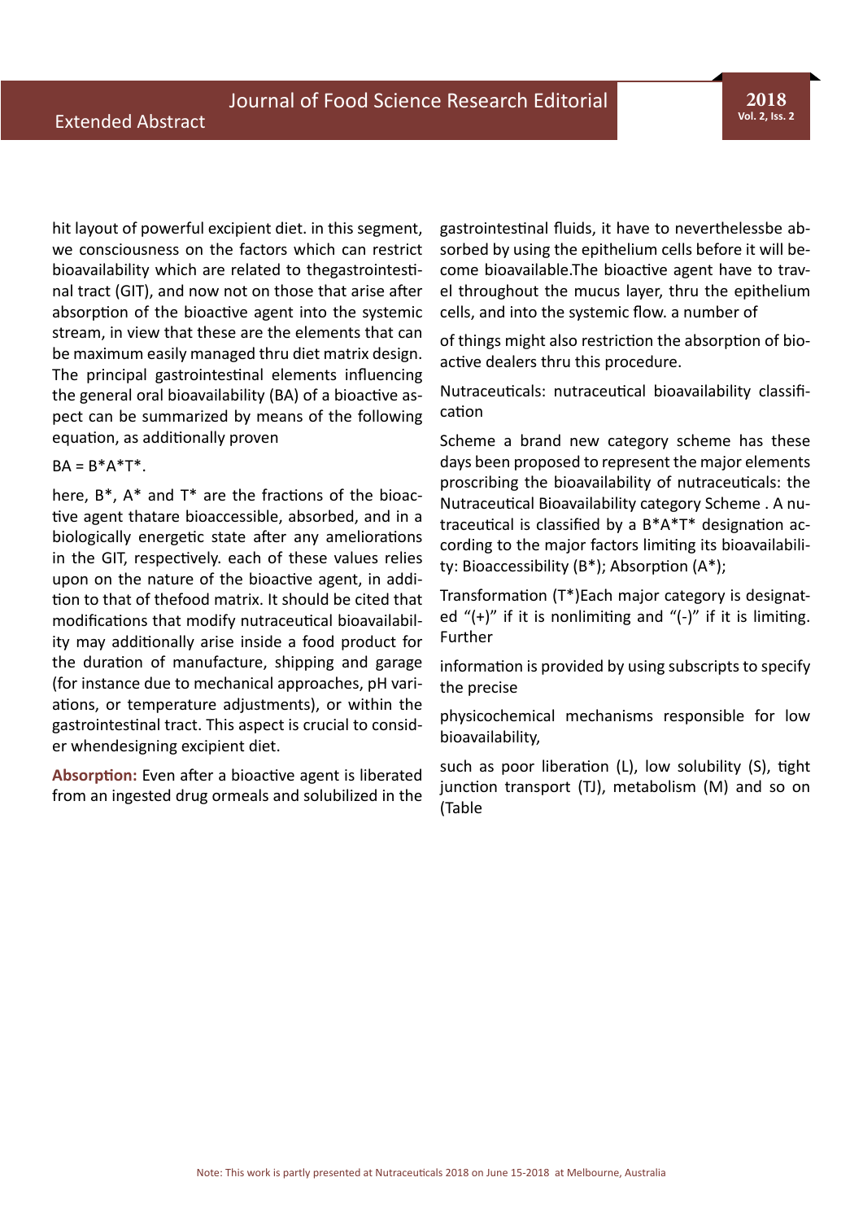hit layout of powerful excipient diet. in this segment, we consciousness on the factors which can restrict bioavailability which are related to thegastrointestinal tract (GIT), and now not on those that arise after absorption of the bioactive agent into the systemic stream, in view that these are the elements that can be maximum easily managed thru diet matrix design. The principal gastrointestinal elements influencing the general oral bioavailability (BA) of a bioactive aspect can be summarized by means of the following equation, as additionally proven

$$BA = B^* A^* T^*.$$

here, $B^*$, $A^*$ and $T^*$ are the fractions of the bioactive agent thatare bioaccessible, absorbed, and in a biologically energetic state after any ameliorations in the GIT, respectively. each of these values relies upon on the nature of the bioactive agent, in addition to that of thefood matrix. It should be cited that modifications that modify nutraceutical bioavailability may additionally arise inside a food product for the duration of manufacture, shipping and garage (for instance due to mechanical approaches, pH variations, or temperature adjustments), or within the gastrointestinal tract. This aspect is crucial to consider whendesigning excipient diet.

**Absorption:** Even after a bioactive agent is liberated from an ingested drug ormeals and solubilized in the gastrointestinal fluids, it have to neverthelessbe absorbed by using the epithelium cells before it will become bioavailable.The bioactive agent have to travel throughout the mucus layer, thru the epithelium cells, and into the systemic flow. a number of

of things might also restriction the absorption of bioactive dealers thru this procedure.

Nutraceuticals: nutraceutical bioavailability classification

Scheme a brand new category scheme has these days been proposed to represent the major elements proscribing the bioavailability of nutraceuticals: the Nutraceutical Bioavailability category Scheme . A nutraceutical is classified by a $B^*A^*T^*$ designation according to the major factors limiting its bioavailability: Bioaccessibility ($B^*$); Absorption ($A^*$);

Transformation ($T^*$)Each major category is designated "(+)" if it is nonlimiting and "(-)" if it is limiting. Further

information is provided by using subscripts to specify the precise

physicochemical mechanisms responsible for low bioavailability,

such as poor liberation (L), low solubility (S), tight junction transport (TJ), metabolism (M) and so on (Table

Note: This work is partly presented at Nutraceuticals 2018 on June 15-2018 at Melbourne, Australia